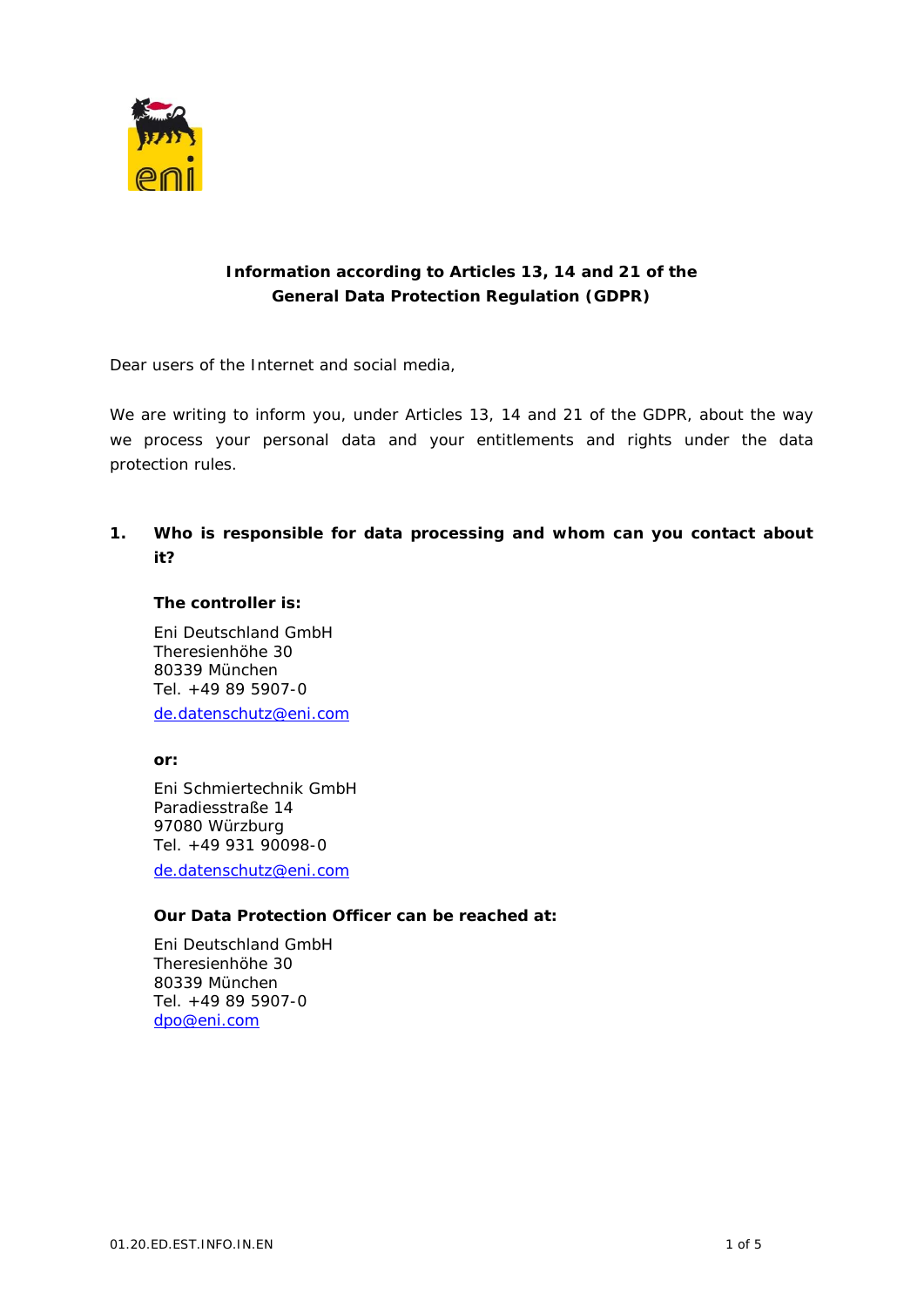# Information according to Articles 13, 14 and 21 of the General Data Protection Regulation (GDPR)

Dear users of the Internet and social media,

We are writing to inform you, under Articles 13, 14 and 21 of the GDPR, about the way we process your personal data and your entitlements and rights under the data protection rules.

## 1. Who is responsible for data processing and whom can you contact about it?

**The controller is:**

Eni Deutschland GmbH
Theresienhöhe 30
80339 München
Tel. +49 89 5907-0
de.datenschutz@eni.com

**or:**

Eni Schmiertechnik GmbH
Paradiesstraße 14
97080 Würzburg
Tel. +49 931 90098-0
de.datenschutz@eni.com

**Our Data Protection Officer can be reached at:**

Eni Deutschland GmbH
Theresienhöhe 30
80339 München
Tel. +49 89 5907-0
dpo@eni.com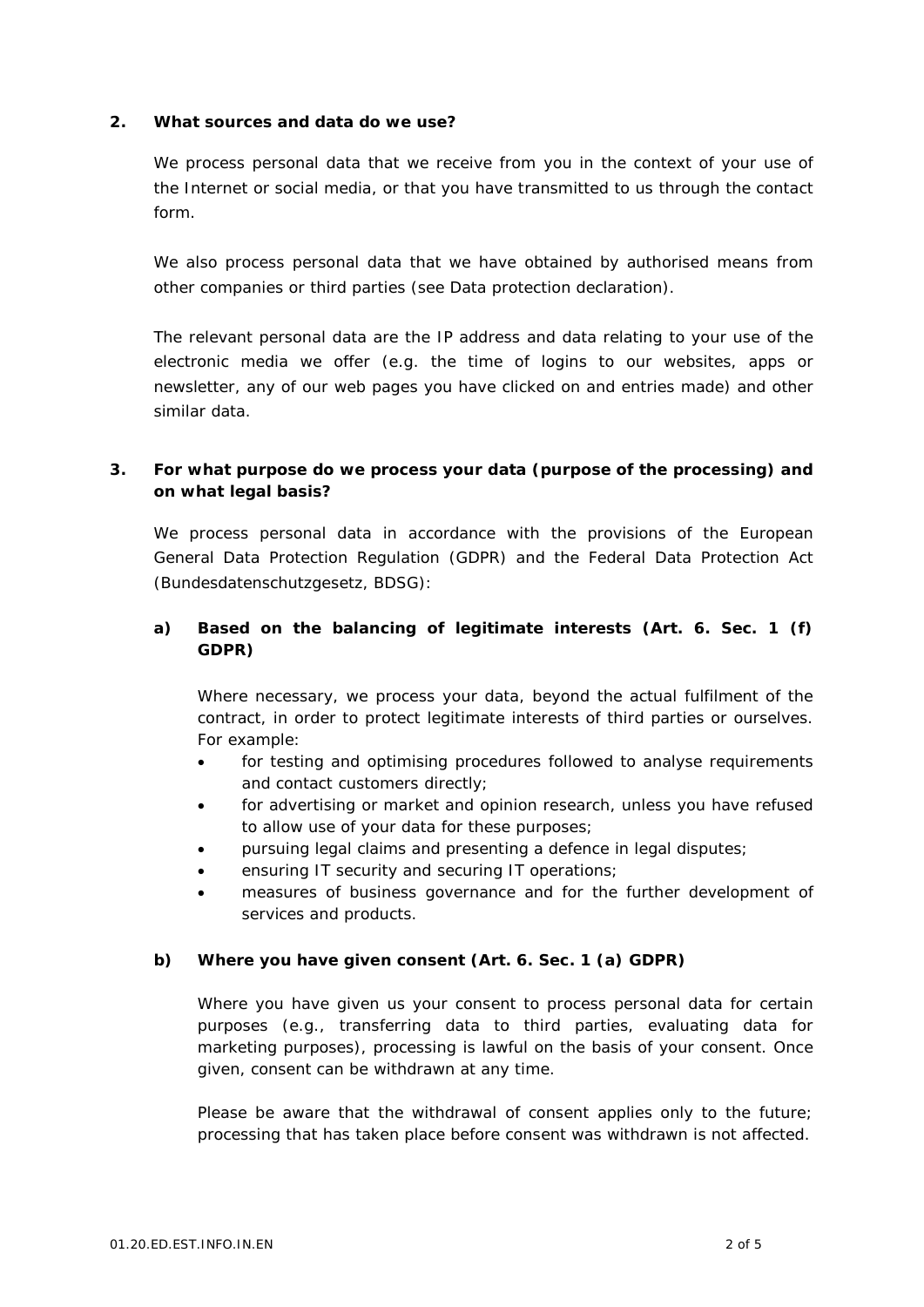## 2. What sources and data do we use?

We process personal data that we receive from you in the context of your use of the Internet or social media, or that you have transmitted to us through the contact form.

We also process personal data that we have obtained by authorised means from other companies or third parties (see Data protection declaration).

The relevant personal data are the IP address and data relating to your use of the electronic media we offer (e.g. the time of logins to our websites, apps or newsletter, any of our web pages you have clicked on and entries made) and other similar data.

## 3. For what purpose do we process your data (purpose of the processing) and on what legal basis?

We process personal data in accordance with the provisions of the European General Data Protection Regulation (GDPR) and the Federal Data Protection Act (Bundesdatenschutzgesetz, BDSG):

### a) Based on the balancing of legitimate interests (Art. 6. Sec. 1 (f) GDPR)

Where necessary, we process your data, beyond the actual fulfilment of the contract, in order to protect legitimate interests of third parties or ourselves. For example:

- for testing and optimising procedures followed to analyse requirements and contact customers directly;
- for advertising or market and opinion research, unless you have refused to allow use of your data for these purposes;
- pursuing legal claims and presenting a defence in legal disputes;
- ensuring IT security and securing IT operations;
- measures of business governance and for the further development of services and products.

### b) Where you have given consent (Art. 6. Sec. 1 (a) GDPR)

Where you have given us your consent to process personal data for certain purposes (e.g., transferring data to third parties, evaluating data for marketing purposes), processing is lawful on the basis of your consent. Once given, consent can be withdrawn at any time.

Please be aware that the withdrawal of consent applies only to the future; processing that has taken place before consent was withdrawn is not affected.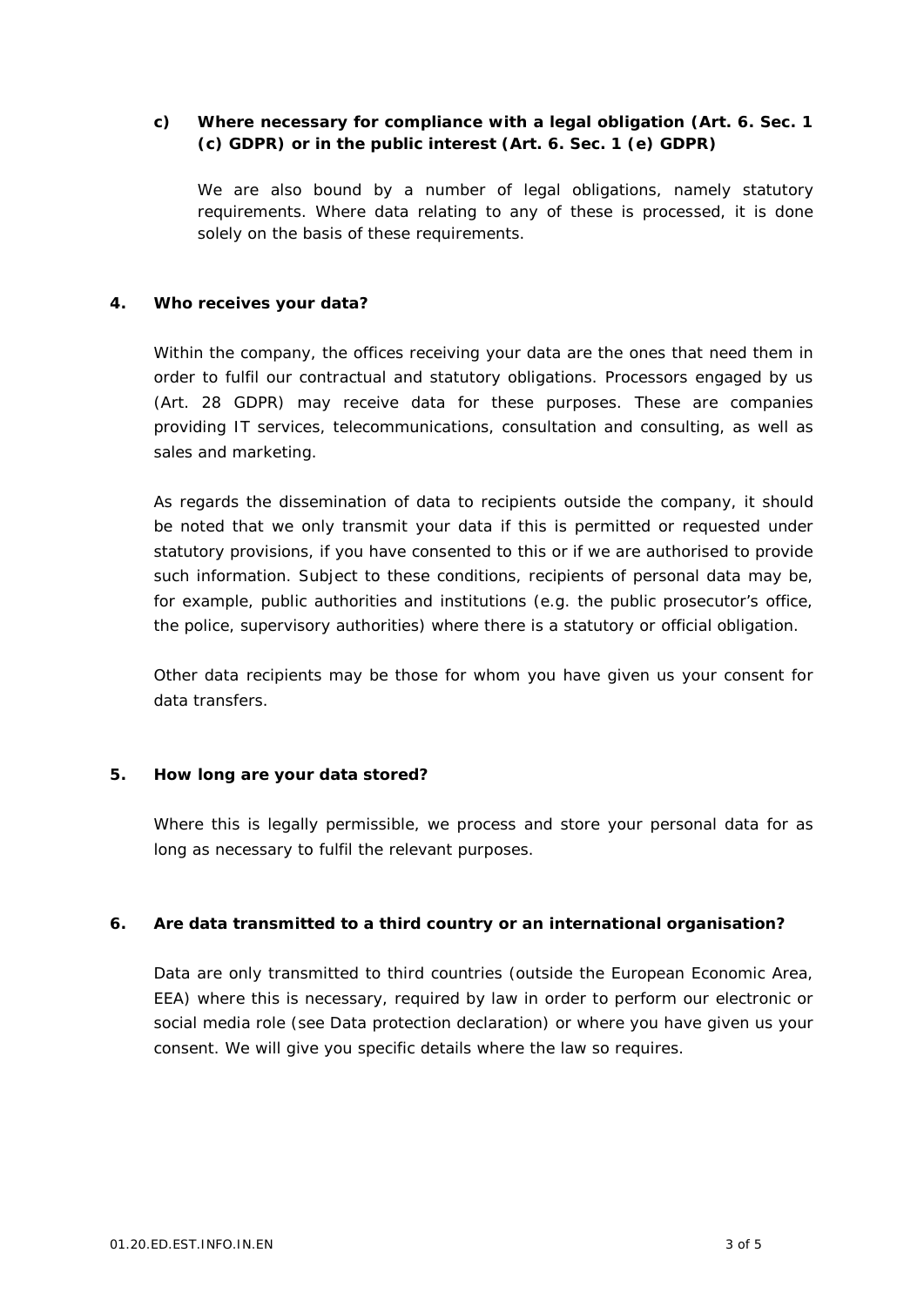### c) Where necessary for compliance with a legal obligation (Art. 6. Sec. 1 (c) GDPR) or in the public interest (Art. 6. Sec. 1 (e) GDPR)

We are also bound by a number of legal obligations, namely statutory requirements. Where data relating to any of these is processed, it is done solely on the basis of these requirements.

## 4. Who receives your data?

Within the company, the offices receiving your data are the ones that need them in order to fulfil our contractual and statutory obligations. Processors engaged by us (Art. 28 GDPR) may receive data for these purposes. These are companies providing IT services, telecommunications, consultation and consulting, as well as sales and marketing.

As regards the dissemination of data to recipients outside the company, it should be noted that we only transmit your data if this is permitted or requested under statutory provisions, if you have consented to this or if we are authorised to provide such information. Subject to these conditions, recipients of personal data may be, for example, public authorities and institutions (e.g. the public prosecutor's office, the police, supervisory authorities) where there is a statutory or official obligation.

Other data recipients may be those for whom you have given us your consent for data transfers.

## 5. How long are your data stored?

Where this is legally permissible, we process and store your personal data for as long as necessary to fulfil the relevant purposes.

## 6. Are data transmitted to a third country or an international organisation?

Data are only transmitted to third countries (outside the European Economic Area, EEA) where this is necessary, required by law in order to perform our electronic or social media role (see Data protection declaration) or where you have given us your consent. We will give you specific details where the law so requires.

01.20.ED.EST.INFO.IN.EN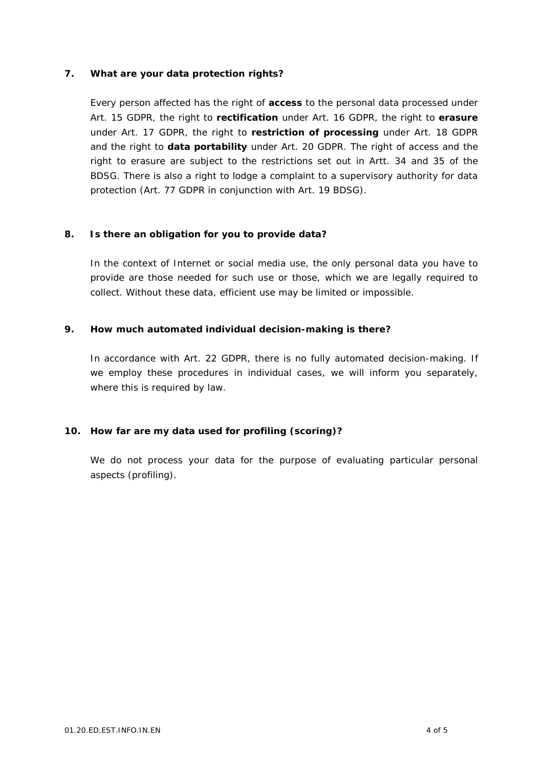## 7. What are your data protection rights?

Every person affected has the right of **access** to the personal data processed under Art. 15 GDPR, the right to **rectification** under Art. 16 GDPR, the right to **erasure** under Art. 17 GDPR, the right to **restriction of processing** under Art. 18 GDPR and the right to **data portability** under Art. 20 GDPR. The right of access and the right to erasure are subject to the restrictions set out in Artt. 34 and 35 of the BDSG. There is also a right to lodge a complaint to a supervisory authority for data protection (Art. 77 GDPR in conjunction with Art. 19 BDSG).

## 8. Is there an obligation for you to provide data?

In the context of Internet or social media use, the only personal data you have to provide are those needed for such use or those, which we are legally required to collect. Without these data, efficient use may be limited or impossible.

## 9. How much automated individual decision-making is there?

In accordance with Art. 22 GDPR, there is no fully automated decision-making. If we employ these procedures in individual cases, we will inform you separately, where this is required by law.

## 10. How far are my data used for profiling (scoring)?

We do not process your data for the purpose of evaluating particular personal aspects (profiling).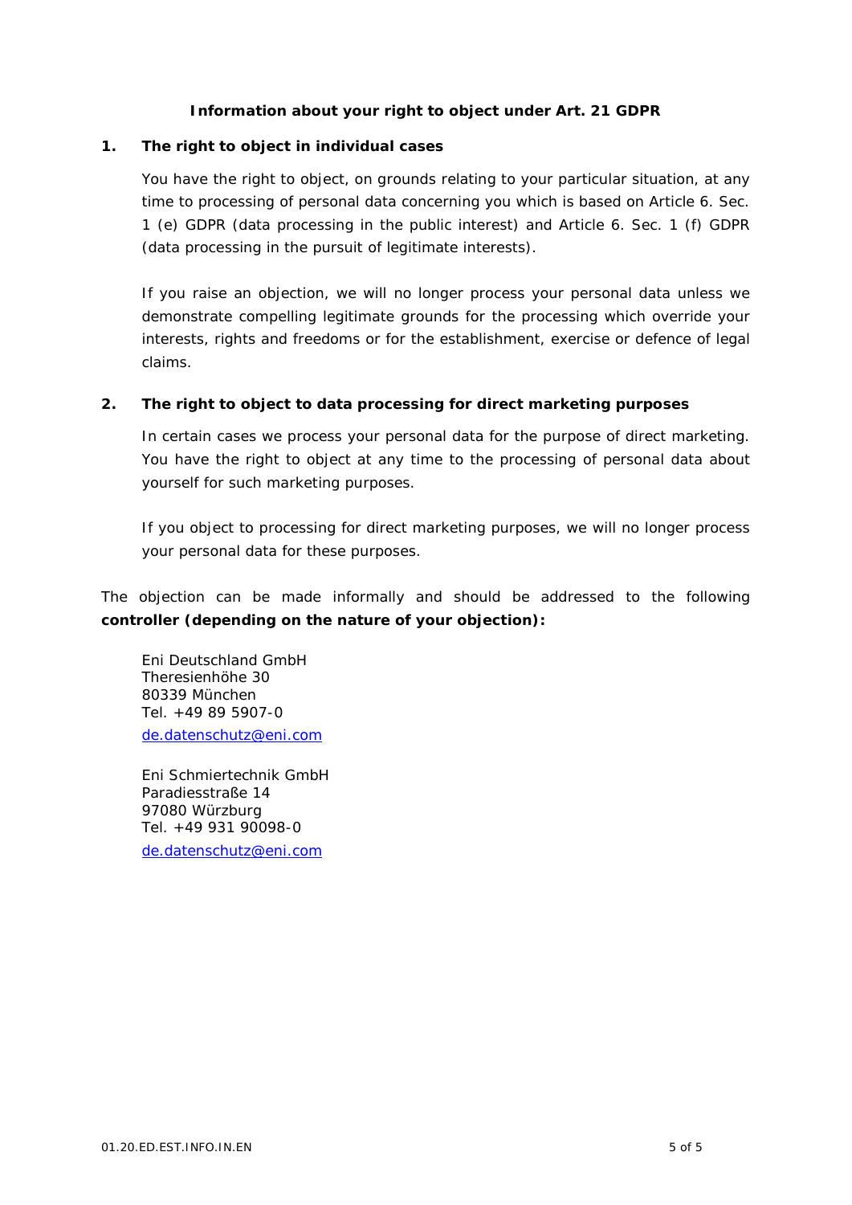**Information about your right to object under Art. 21 GDPR**

## 1. The right to object in individual cases

You have the right to object, on grounds relating to your particular situation, at any time to processing of personal data concerning you which is based on Article 6. Sec. 1 (e) GDPR (data processing in the public interest) and Article 6. Sec. 1 (f) GDPR (data processing in the pursuit of legitimate interests).

If you raise an objection, we will no longer process your personal data unless we demonstrate compelling legitimate grounds for the processing which override your interests, rights and freedoms or for the establishment, exercise or defence of legal claims.

## 2. The right to object to data processing for direct marketing purposes

In certain cases we process your personal data for the purpose of direct marketing. You have the right to object at any time to the processing of personal data about yourself for such marketing purposes.

If you object to processing for direct marketing purposes, we will no longer process your personal data for these purposes.

The objection can be made informally and should be addressed to the following **controller (depending on the nature of your objection):**

Eni Deutschland GmbH
Theresienhöhe 30
80339 München
Tel. +49 89 5907-0
de.datenschutz@eni.com

Eni Schmiertechnik GmbH
Paradiesstraße 14
97080 Würzburg
Tel. +49 931 90098-0
de.datenschutz@eni.com

01.20.ED.EST.INFO.IN.EN